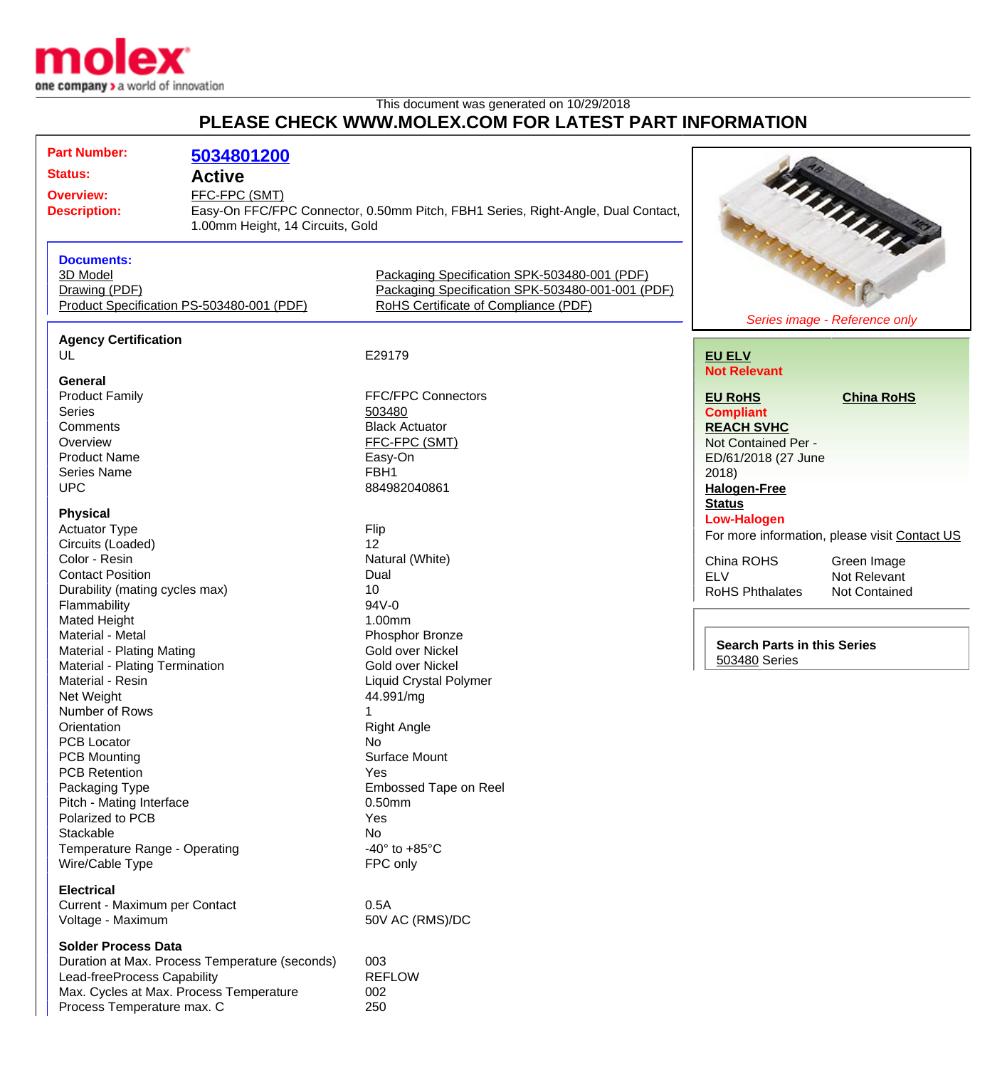This document was generated on 10/29/2018

# PLEASE CHECK WWW.MOLEX.COM FOR LATEST PART INFORMATION

| | |
|---|---|
| **Part Number:** | **5034801200** |
| **Status:** | **Active** |
| **Overview:** | FFC-FPC (SMT) |
| **Description:** | Easy-On FFC/FPC Connector, 0.50mm Pitch, FBH1 Series, Right-Angle, Dual Contact, 1.00mm Height, 14 Circuits, Gold |

**Documents:**

- 3D Model
- Drawing (PDF)
- Product Specification PS-503480-001 (PDF)
- Packaging Specification SPK-503480-001 (PDF)
- Packaging Specification SPK-503480-001-001 (PDF)
- RoHS Certificate of Compliance (PDF)

*Series image - Reference only*

**Agency Certification**

| | |
|---|---|
| UL | E29179 |

**General**

| | |
|---|---|
| Product Family | FFC/FPC Connectors |
| Series | 503480 |
| Comments | Black Actuator |
| Overview | FFC-FPC (SMT) |
| Product Name | Easy-On |
| Series Name | FBH1 |
| UPC | 884982040861 |

**Physical**

| | |
|---|---|
| Actuator Type | Flip |
| Circuits (Loaded) | 12 |
| Color - Resin | Natural (White) |
| Contact Position | Dual |
| Durability (mating cycles max) | 10 |
| Flammability | 94V-0 |
| Mated Height | 1.00mm |
| Material - Metal | Phosphor Bronze |
| Material - Plating Mating | Gold over Nickel |
| Material - Plating Termination | Gold over Nickel |
| Material - Resin | Liquid Crystal Polymer |
| Net Weight | 44.991/mg |
| Number of Rows | 1 |
| Orientation | Right Angle |
| PCB Locator | No |
| PCB Mounting | Surface Mount |
| PCB Retention | Yes |
| Packaging Type | Embossed Tape on Reel |
| Pitch - Mating Interface | 0.50mm |
| Polarized to PCB | Yes |
| Stackable | No |
| Temperature Range - Operating | -40° to +85°C |
| Wire/Cable Type | FPC only |

**Electrical**

| | |
|---|---|
| Current - Maximum per Contact | 0.5A |
| Voltage - Maximum | 50V AC (RMS)/DC |

**Solder Process Data**

| | |
|---|---|
| Duration at Max. Process Temperature (seconds) | 003 |
| Lead-freeProcess Capability | REFLOW |
| Max. Cycles at Max. Process Temperature | 002 |
| Process Temperature max. C | 250 |

**EU ELV**
**Not Relevant**

**EU RoHS** — **Compliant**

**China RoHS**

**REACH SVHC**
Not Contained Per - ED/61/2018 (27 June 2018)

**Halogen-Free Status**
**Low-Halogen**

For more information, please visit Contact US

| | |
|---|---|
| China ROHS | Green Image |
| ELV | Not Relevant |
| RoHS Phthalates | Not Contained |

**Search Parts in this Series**
503480 Series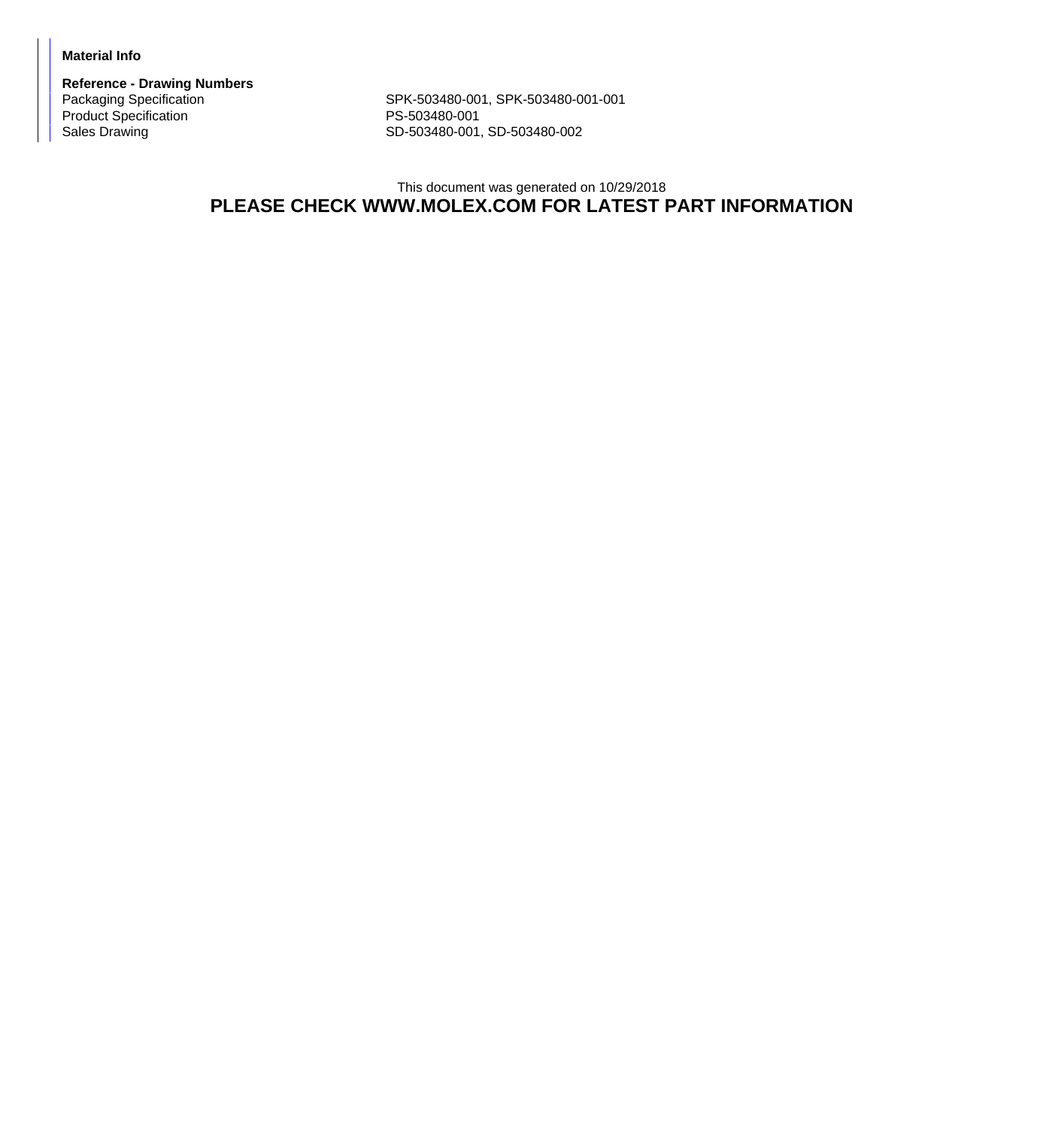**Material Info**

**Reference - Drawing Numbers**

| | |
|---|---|
| Packaging Specification | SPK-503480-001, SPK-503480-001-001 |
| Product Specification | PS-503480-001 |
| Sales Drawing | SD-503480-001, SD-503480-002 |

This document was generated on 10/29/2018

**PLEASE CHECK WWW.MOLEX.COM FOR LATEST PART INFORMATION**